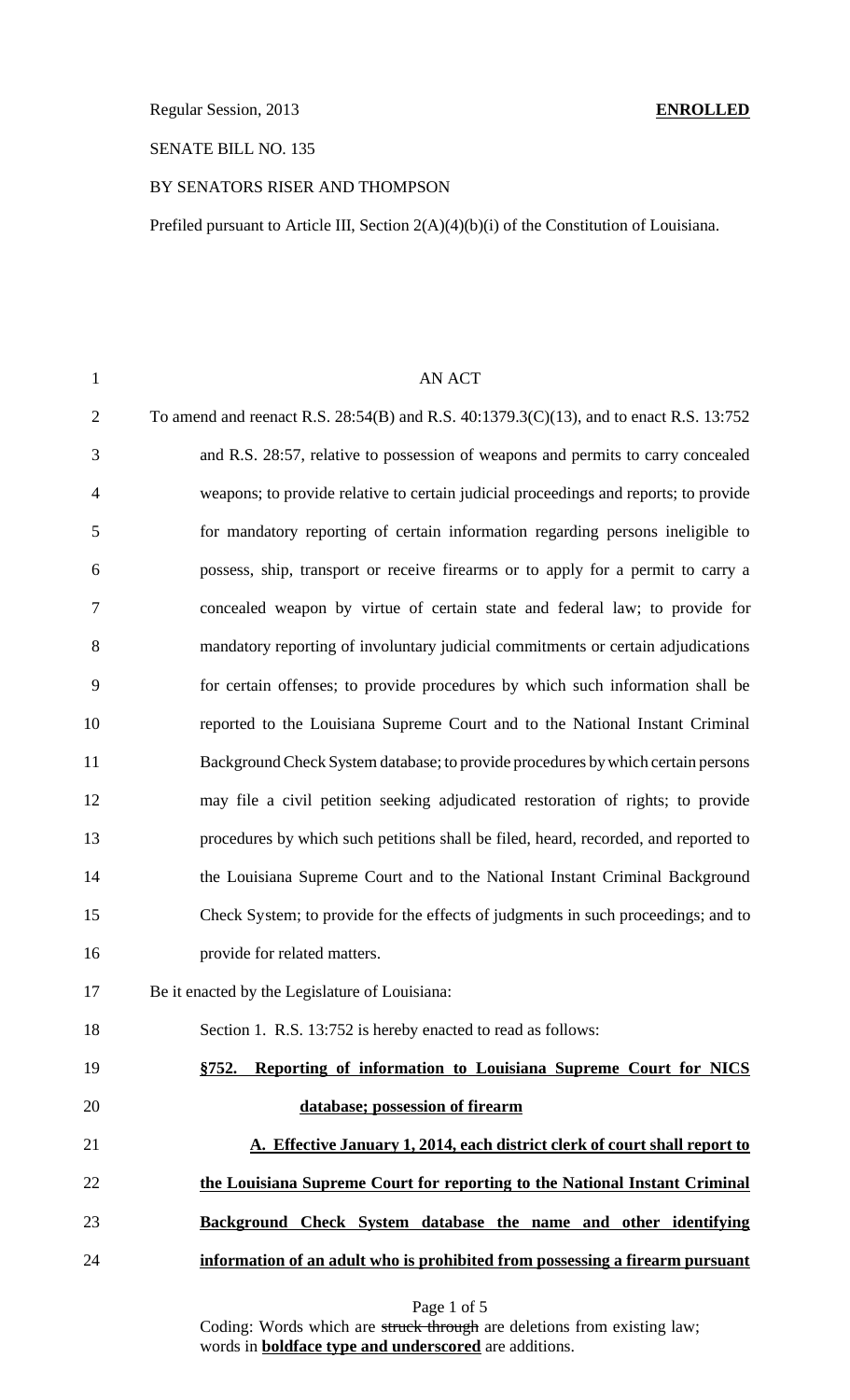Regular Session, 2013 **ENROLLED**

SENATE BILL NO. 135

BY SENATORS RISER AND THOMPSON

Prefiled pursuant to Article III, Section 2(A)(4)(b)(i) of the Constitution of Louisiana.

AN ACT

To amend and reenact R.S. 28:54(B) and R.S. 40:1379.3(C)(13), and to enact R.S. 13:752 and R.S. 28:57, relative to possession of weapons and permits to carry concealed weapons; to provide relative to certain judicial proceedings and reports; to provide for mandatory reporting of certain information regarding persons ineligible to possess, ship, transport or receive firearms or to apply for a permit to carry a concealed weapon by virtue of certain state and federal law; to provide for mandatory reporting of involuntary judicial commitments or certain adjudications for certain offenses; to provide procedures by which such information shall be reported to the Louisiana Supreme Court and to the National Instant Criminal Background Check System database; to provide procedures by which certain persons may file a civil petition seeking adjudicated restoration of rights; to provide procedures by which such petitions shall be filed, heard, recorded, and reported to the Louisiana Supreme Court and to the National Instant Criminal Background Check System; to provide for the effects of judgments in such proceedings; and to provide for related matters.

Be it enacted by the Legislature of Louisiana:

Section 1. R.S. 13:752 is hereby enacted to read as follows:

**<u>§752. Reporting of information to Louisiana Supreme Court for NICS database; possession of firearm</u>**

**<u>A. Effective January 1, 2014, each district clerk of court shall report to the Louisiana Supreme Court for reporting to the National Instant Criminal Background Check System database the name and other identifying information of an adult who is prohibited from possessing a firearm pursuant</u>**

Coding: Words which are ~~struck through~~ are deletions from existing law; words in **<u>boldface type and underscored</u>** are additions.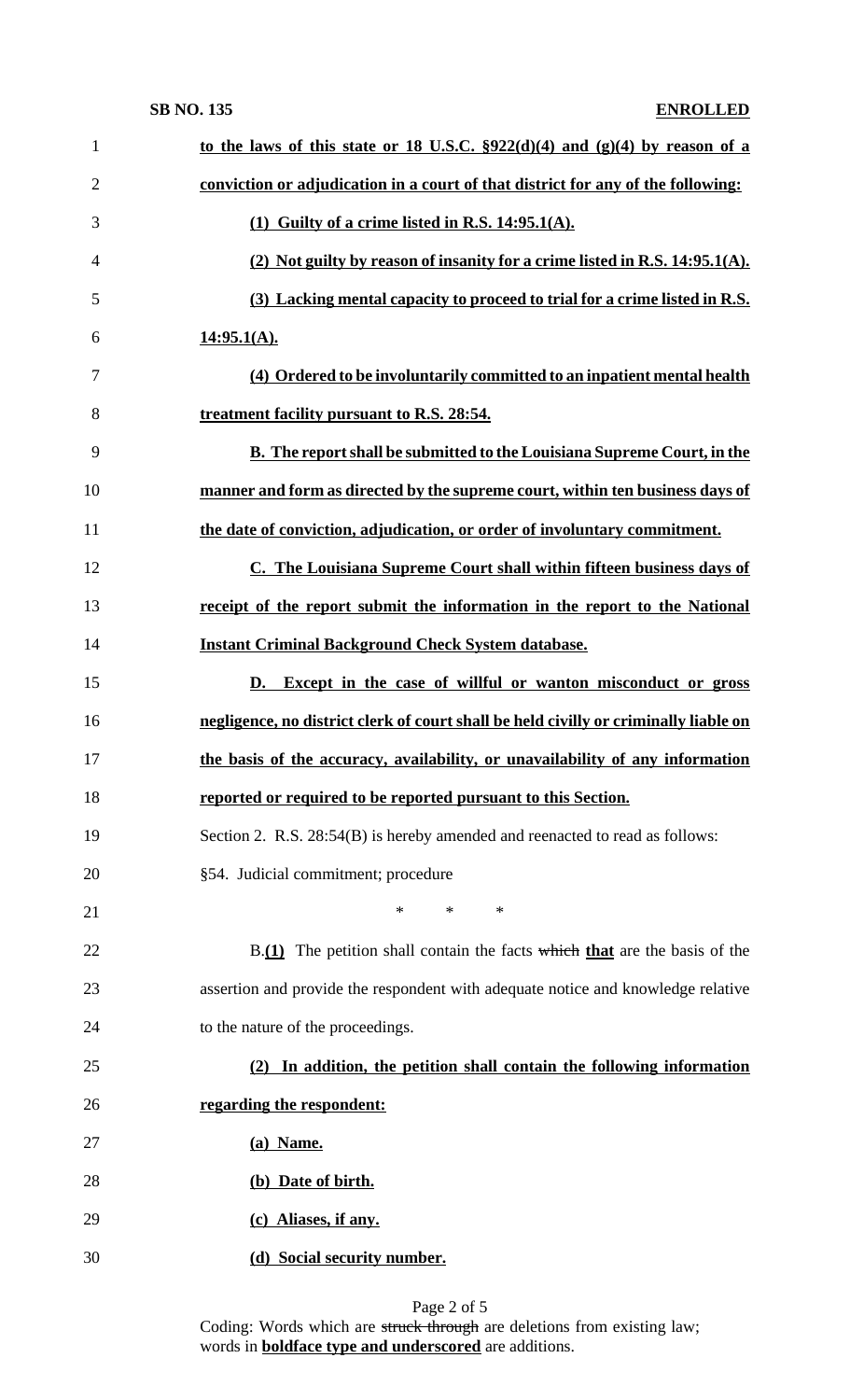**to the laws of this state or 18 U.S.C. §922(d)(4) and (g)(4) by reason of a conviction or adjudication in a court of that district for any of the following:**

**(1) Guilty of a crime listed in R.S. 14:95.1(A).**

**(2) Not guilty by reason of insanity for a crime listed in R.S. 14:95.1(A).**

**(3) Lacking mental capacity to proceed to trial for a crime listed in R.S. 14:95.1(A).**

**(4) Ordered to be involuntarily committed to an inpatient mental health treatment facility pursuant to R.S. 28:54.**

**B. The report shall be submitted to the Louisiana Supreme Court, in the manner and form as directed by the supreme court, within ten business days of the date of conviction, adjudication, or order of involuntary commitment.**

**C. The Louisiana Supreme Court shall within fifteen business days of receipt of the report submit the information in the report to the National Instant Criminal Background Check System database.**

**D. Except in the case of willful or wanton misconduct or gross negligence, no district clerk of court shall be held civilly or criminally liable on the basis of the accuracy, availability, or unavailability of any information reported or required to be reported pursuant to this Section.**

Section 2. R.S. 28:54(B) is hereby amended and reenacted to read as follows:

§54. Judicial commitment; procedure

\* \* \*

B.**(1)** The petition shall contain the facts ~~which~~ **that** are the basis of the assertion and provide the respondent with adequate notice and knowledge relative to the nature of the proceedings.

**(2) In addition, the petition shall contain the following information regarding the respondent:**

**(a) Name.**

**(b) Date of birth.**

**(c) Aliases, if any.**

**(d) Social security number.**

Coding: Words which are ~~struck through~~ are deletions from existing law; words in **boldface type and underscored** are additions.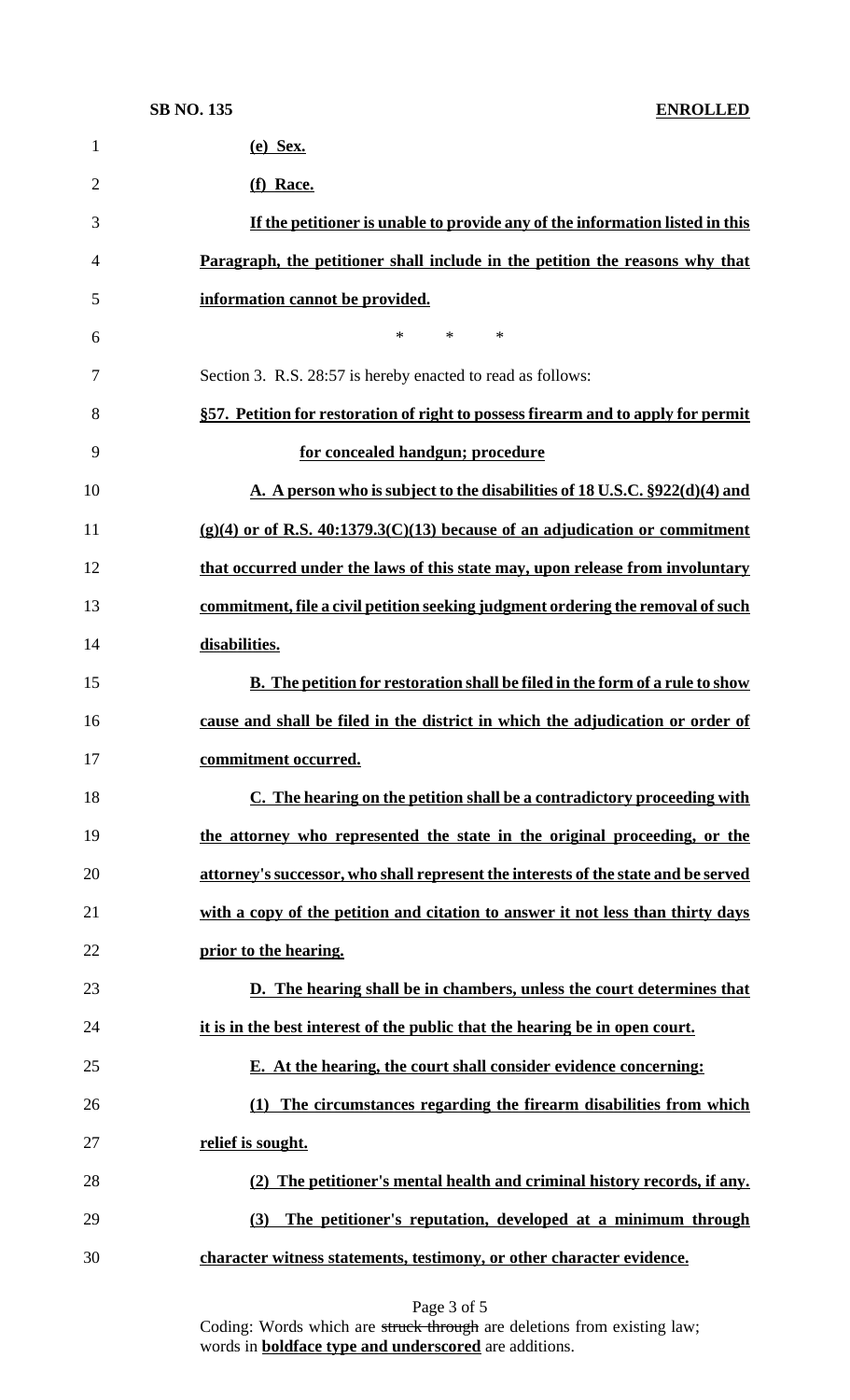**(e) Sex.**

**(f) Race.**

**If the petitioner is unable to provide any of the information listed in this Paragraph, the petitioner shall include in the petition the reasons why that information cannot be provided.**

\* \* \*

Section 3. R.S. 28:57 is hereby enacted to read as follows:

**§57. Petition for restoration of right to possess firearm and to apply for permit for concealed handgun; procedure**

**A. A person who is subject to the disabilities of 18 U.S.C. §922(d)(4) and (g)(4) or of R.S. 40:1379.3(C)(13) because of an adjudication or commitment that occurred under the laws of this state may, upon release from involuntary commitment, file a civil petition seeking judgment ordering the removal of such disabilities.**

**B. The petition for restoration shall be filed in the form of a rule to show cause and shall be filed in the district in which the adjudication or order of commitment occurred.**

**C. The hearing on the petition shall be a contradictory proceeding with the attorney who represented the state in the original proceeding, or the attorney's successor, who shall represent the interests of the state and be served with a copy of the petition and citation to answer it not less than thirty days prior to the hearing.**

**D. The hearing shall be in chambers, unless the court determines that it is in the best interest of the public that the hearing be in open court.**

**E. At the hearing, the court shall consider evidence concerning:**

**(1) The circumstances regarding the firearm disabilities from which relief is sought.**

**(2) The petitioner's mental health and criminal history records, if any.**

**(3) The petitioner's reputation, developed at a minimum through character witness statements, testimony, or other character evidence.**

Coding: Words which are ~~struck through~~ are deletions from existing law; words in **boldface type and underscored** are additions.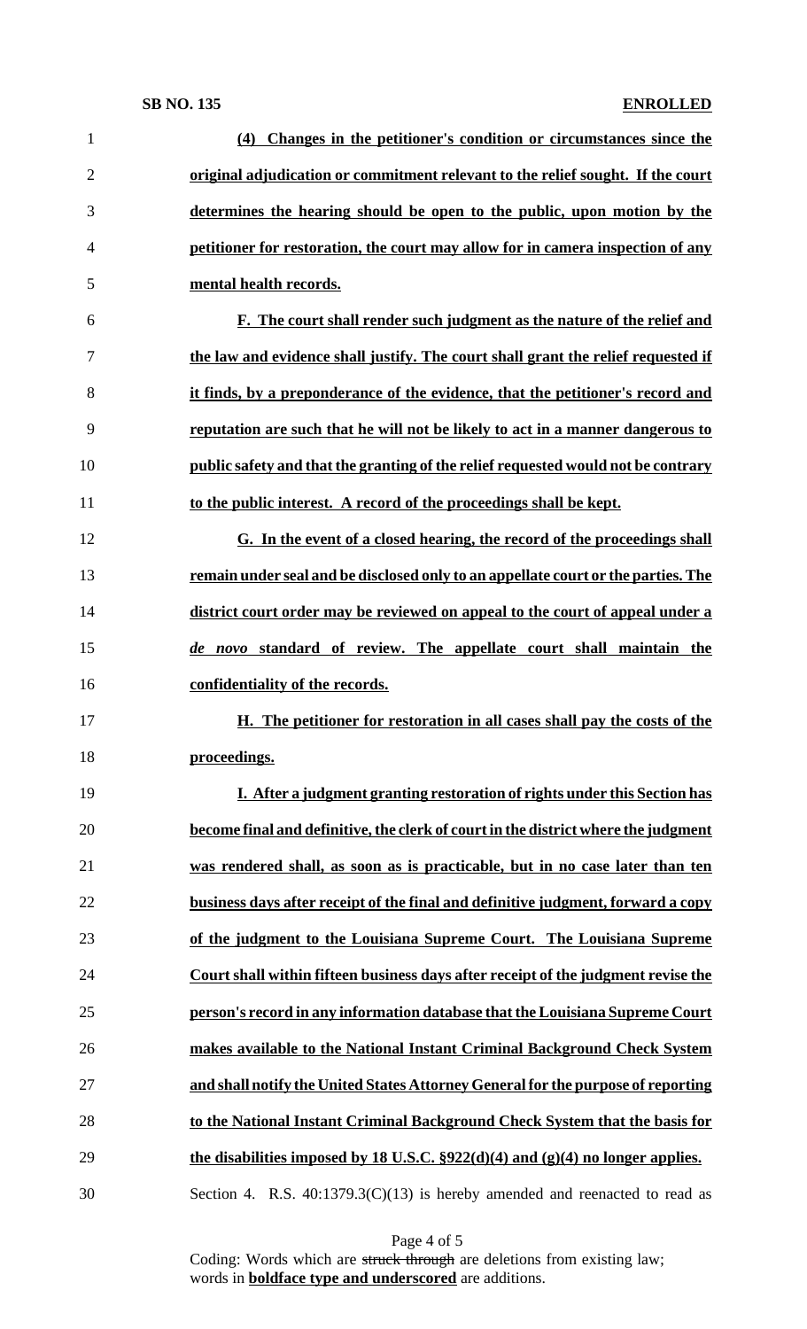**(4) Changes in the petitioner's condition or circumstances since the original adjudication or commitment relevant to the relief sought. If the court determines the hearing should be open to the public, upon motion by the petitioner for restoration, the court may allow for in camera inspection of any mental health records.**

**F. The court shall render such judgment as the nature of the relief and the law and evidence shall justify. The court shall grant the relief requested if it finds, by a preponderance of the evidence, that the petitioner's record and reputation are such that he will not be likely to act in a manner dangerous to public safety and that the granting of the relief requested would not be contrary to the public interest. A record of the proceedings shall be kept.**

**G. In the event of a closed hearing, the record of the proceedings shall remain under seal and be disclosed only to an appellate court or the parties. The district court order may be reviewed on appeal to the court of appeal under a *de novo* standard of review. The appellate court shall maintain the confidentiality of the records.**

**H. The petitioner for restoration in all cases shall pay the costs of the proceedings.**

**I. After a judgment granting restoration of rights under this Section has become final and definitive, the clerk of court in the district where the judgment was rendered shall, as soon as is practicable, but in no case later than ten business days after receipt of the final and definitive judgment, forward a copy of the judgment to the Louisiana Supreme Court. The Louisiana Supreme Court shall within fifteen business days after receipt of the judgment revise the person's record in any information database that the Louisiana Supreme Court makes available to the National Instant Criminal Background Check System and shall notify the United States Attorney General for the purpose of reporting to the National Instant Criminal Background Check System that the basis for the disabilities imposed by 18 U.S.C. §922(d)(4) and (g)(4) no longer applies.**

Section 4. R.S. 40:1379.3(C)(13) is hereby amended and reenacted to read as

Coding: Words which are ~~struck through~~ are deletions from existing law; words in **boldface type and underscored** are additions.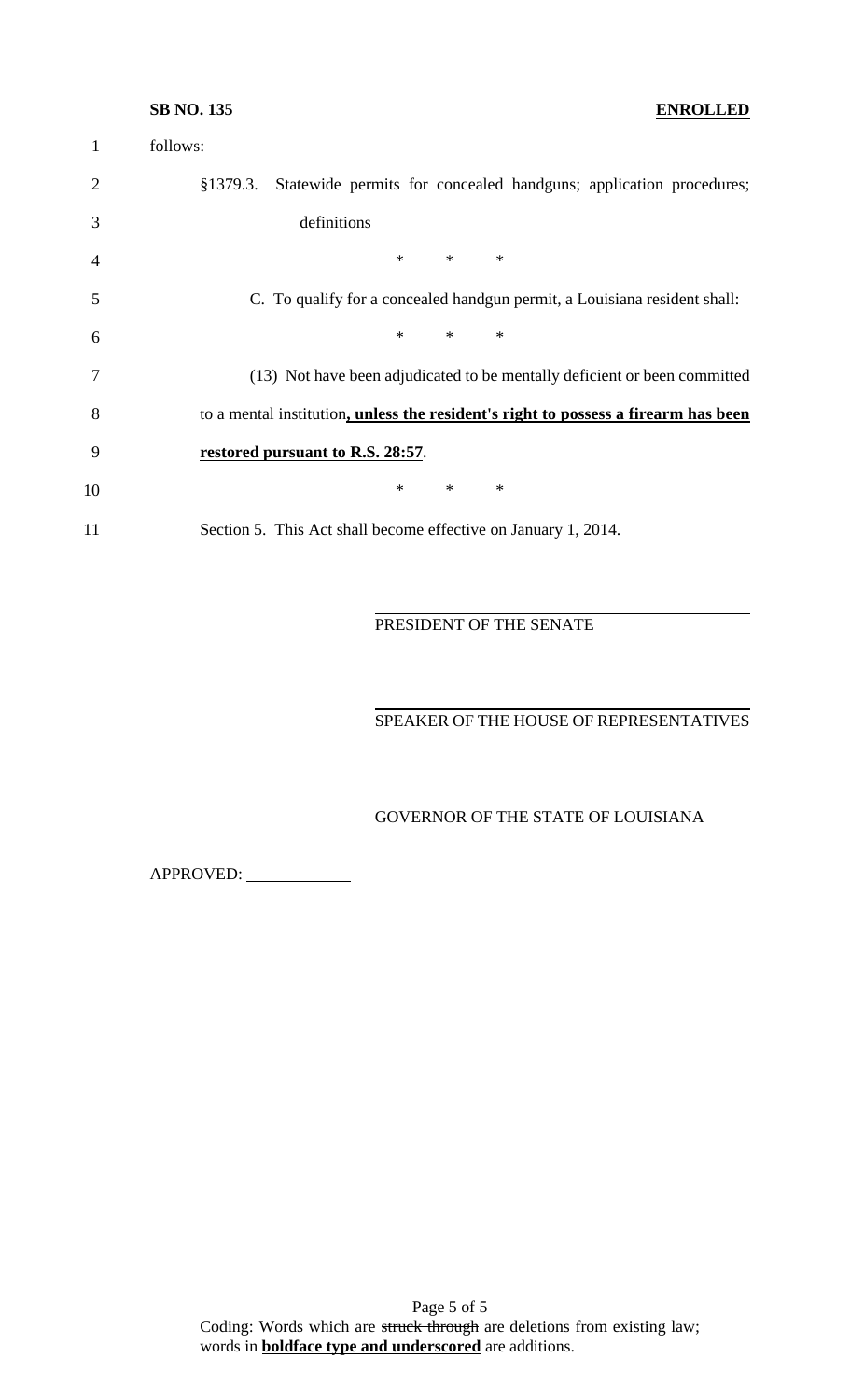follows:

§1379.3. Statewide permits for concealed handguns; application procedures; definitions

\* \* \*

C. To qualify for a concealed handgun permit, a Louisiana resident shall:

\* \* \*

(13) Not have been adjudicated to be mentally deficient or been committed to a mental institution**, unless the resident's right to possess a firearm has been restored pursuant to R.S. 28:57**.

\* \* \*

Section 5. This Act shall become effective on January 1, 2014.

PRESIDENT OF THE SENATE

SPEAKER OF THE HOUSE OF REPRESENTATIVES

GOVERNOR OF THE STATE OF LOUISIANA

APPROVED: \_\_\_\_\_\_\_\_\_\_\_\_

Coding: Words which are ~~struck through~~ are deletions from existing law; words in **boldface type and underscored** are additions.